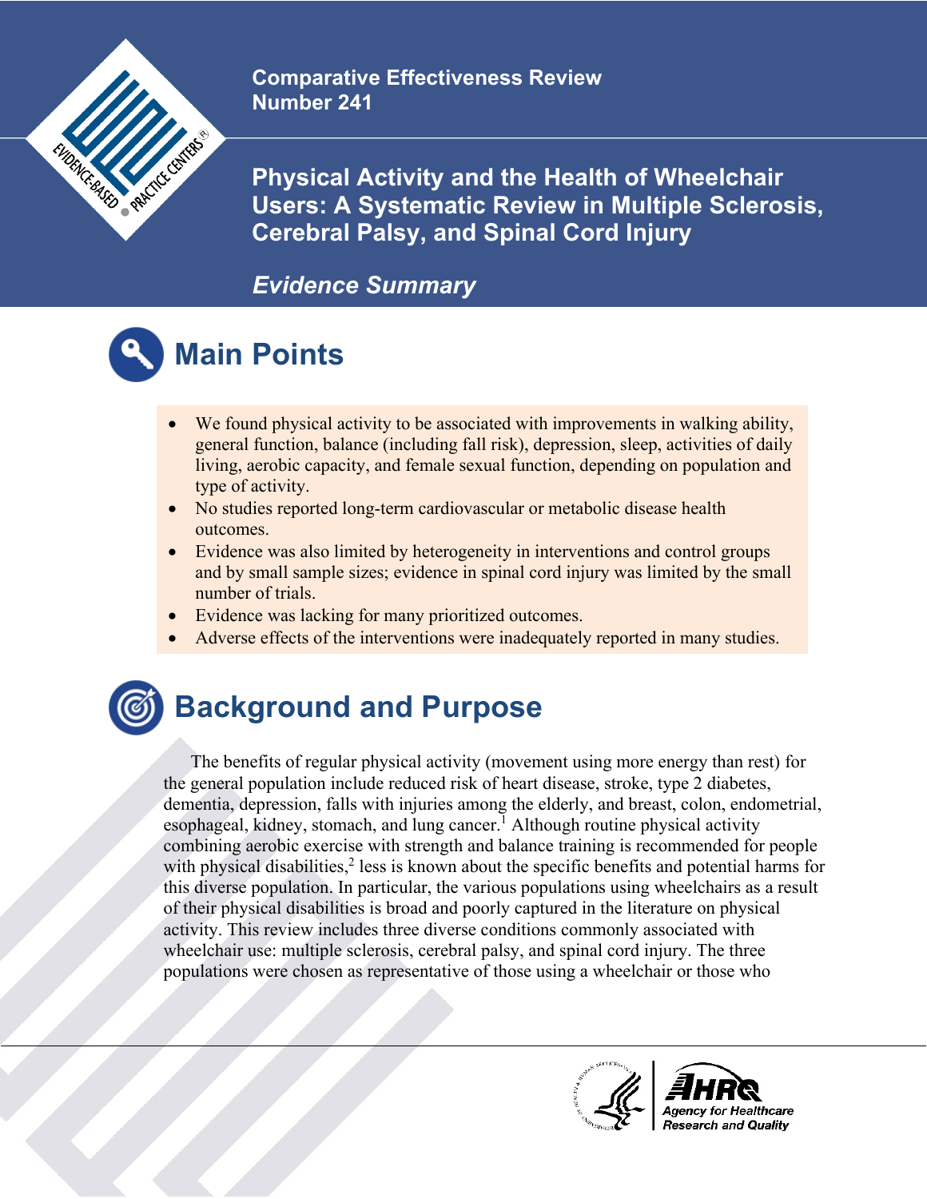Comparative Effectiveness Review
Number 241

# Physical Activity and the Health of Wheelchair Users: A Systematic Review in Multiple Sclerosis, Cerebral Palsy, and Spinal Cord Injury

*Evidence Summary*

## Main Points

- We found physical activity to be associated with improvements in walking ability, general function, balance (including fall risk), depression, sleep, activities of daily living, aerobic capacity, and female sexual function, depending on population and type of activity.
- No studies reported long-term cardiovascular or metabolic disease health outcomes.
- Evidence was also limited by heterogeneity in interventions and control groups and by small sample sizes; evidence in spinal cord injury was limited by the small number of trials.
- Evidence was lacking for many prioritized outcomes.
- Adverse effects of the interventions were inadequately reported in many studies.

## Background and Purpose

The benefits of regular physical activity (movement using more energy than rest) for the general population include reduced risk of heart disease, stroke, type 2 diabetes, dementia, depression, falls with injuries among the elderly, and breast, colon, endometrial, esophageal, kidney, stomach, and lung cancer.[1] Although routine physical activity combining aerobic exercise with strength and balance training is recommended for people with physical disabilities,[2] less is known about the specific benefits and potential harms for this diverse population. In particular, the various populations using wheelchairs as a result of their physical disabilities is broad and poorly captured in the literature on physical activity. This review includes three diverse conditions commonly associated with wheelchair use: multiple sclerosis, cerebral palsy, and spinal cord injury. The three populations were chosen as representative of those using a wheelchair or those who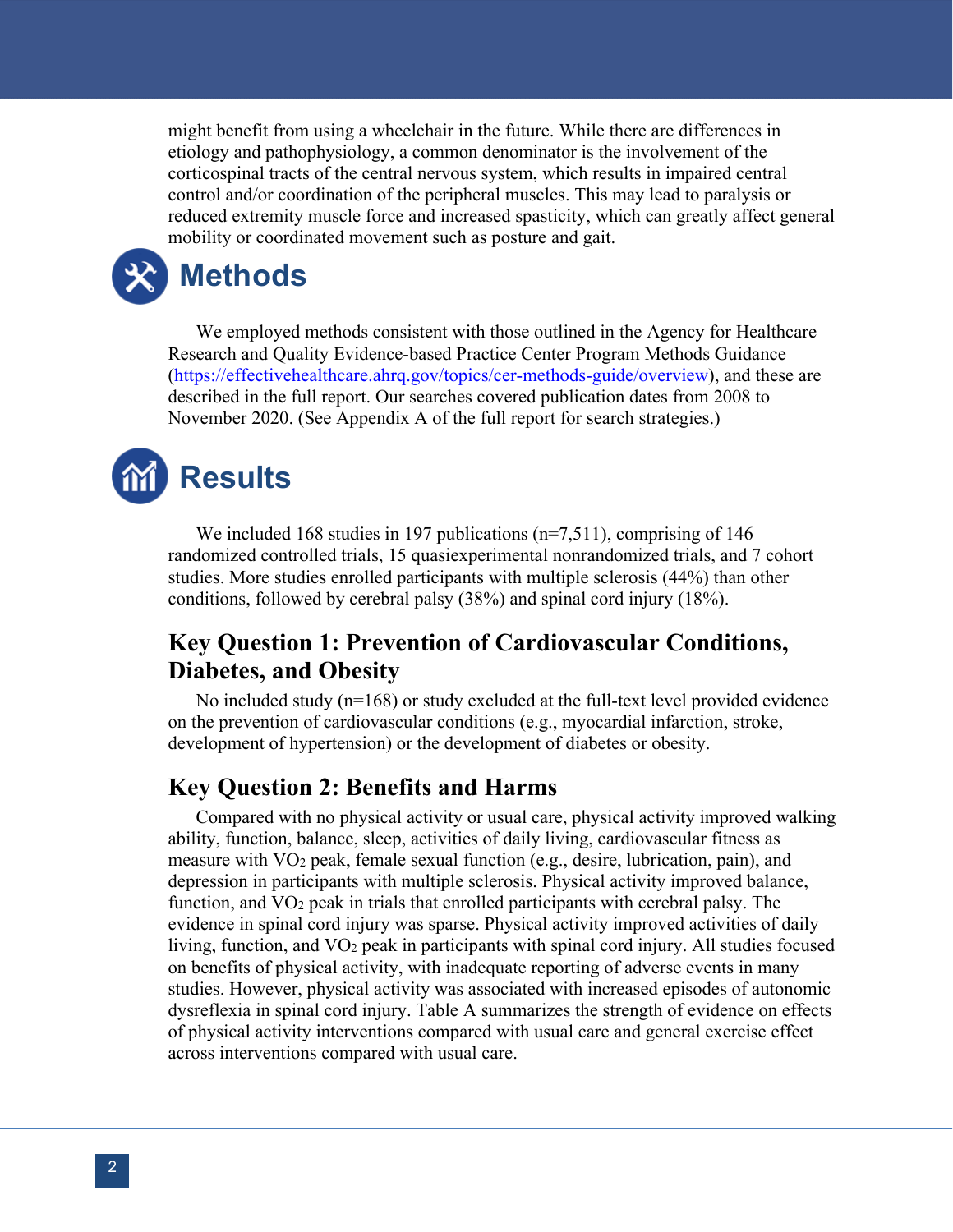might benefit from using a wheelchair in the future. While there are differences in etiology and pathophysiology, a common denominator is the involvement of the corticospinal tracts of the central nervous system, which results in impaired central control and/or coordination of the peripheral muscles. This may lead to paralysis or reduced extremity muscle force and increased spasticity, which can greatly affect general mobility or coordinated movement such as posture and gait.

# Methods

We employed methods consistent with those outlined in the Agency for Healthcare Research and Quality Evidence-based Practice Center Program Methods Guidance ([https://effectivehealthcare.ahrq.gov/topics/cer-methods-guide/overview](https://effectivehealthcare.ahrq.gov/topics/cer-methods-guide/overview)), and these are described in the full report. Our searches covered publication dates from 2008 to November 2020. (See Appendix A of the full report for search strategies.)

# Results

We included 168 studies in 197 publications (n=7,511), comprising of 146 randomized controlled trials, 15 quasiexperimental nonrandomized trials, and 7 cohort studies. More studies enrolled participants with multiple sclerosis (44%) than other conditions, followed by cerebral palsy (38%) and spinal cord injury (18%).

## Key Question 1: Prevention of Cardiovascular Conditions, Diabetes, and Obesity

No included study (n=168) or study excluded at the full-text level provided evidence on the prevention of cardiovascular conditions (e.g., myocardial infarction, stroke, development of hypertension) or the development of diabetes or obesity.

## Key Question 2: Benefits and Harms

Compared with no physical activity or usual care, physical activity improved walking ability, function, balance, sleep, activities of daily living, cardiovascular fitness as measure with $VO_2$ peak, female sexual function (e.g., desire, lubrication, pain), and depression in participants with multiple sclerosis. Physical activity improved balance, function, and $VO_2$ peak in trials that enrolled participants with cerebral palsy. The evidence in spinal cord injury was sparse. Physical activity improved activities of daily living, function, and $VO_2$ peak in participants with spinal cord injury. All studies focused on benefits of physical activity, with inadequate reporting of adverse events in many studies. However, physical activity was associated with increased episodes of autonomic dysreflexia in spinal cord injury. Table A summarizes the strength of evidence on effects of physical activity interventions compared with usual care and general exercise effect across interventions compared with usual care.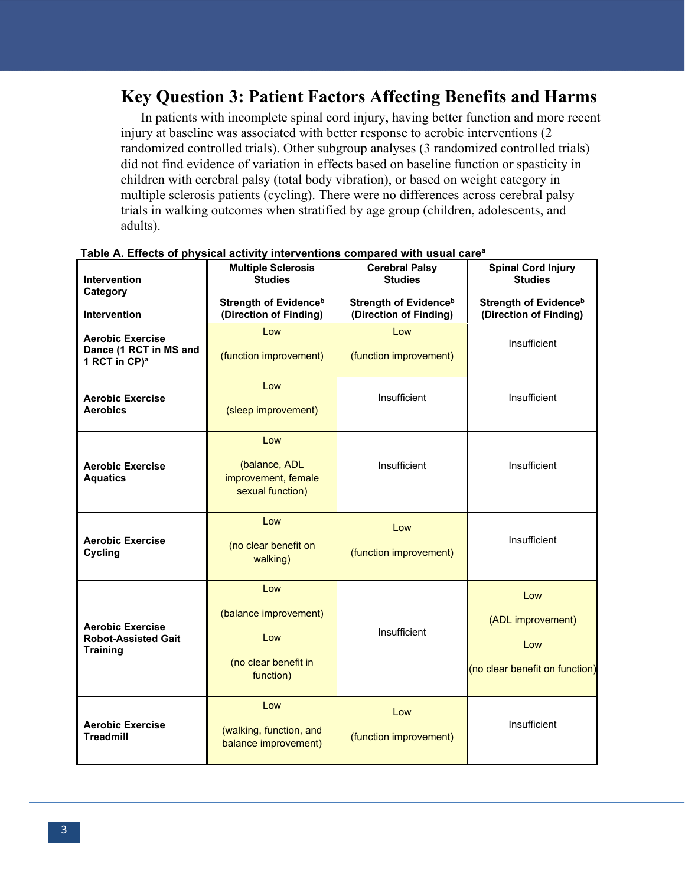## Key Question 3: Patient Factors Affecting Benefits and Harms

In patients with incomplete spinal cord injury, having better function and more recent injury at baseline was associated with better response to aerobic interventions (2 randomized controlled trials). Other subgroup analyses (3 randomized controlled trials) did not find evidence of variation in effects based on baseline function or spasticity in children with cerebral palsy (total body vibration), or based on weight category in multiple sclerosis patients (cycling). There were no differences across cerebral palsy trials in walking outcomes when stratified by age group (children, adolescents, and adults).

**Table A. Effects of physical activity interventions compared with usual care[a]**

| Intervention Category<br>Intervention | Multiple Sclerosis Studies<br>Strength of Evidence[b] (Direction of Finding) | Cerebral Palsy Studies<br>Strength of Evidence[b] (Direction of Finding) | Spinal Cord Injury Studies<br>Strength of Evidence[b] (Direction of Finding) |
|---|---|---|---|
| **Aerobic Exercise Dance (1 RCT in MS and 1 RCT in CP)[a]** | Low<br>(function improvement) | Low<br>(function improvement) | Insufficient |
| **Aerobic Exercise Aerobics** | Low<br>(sleep improvement) | Insufficient | Insufficient |
| **Aerobic Exercise Aquatics** | Low<br>(balance, ADL improvement, female sexual function) | Insufficient | Insufficient |
| **Aerobic Exercise Cycling** | Low<br>(no clear benefit on walking) | Low<br>(function improvement) | Insufficient |
| **Aerobic Exercise Robot-Assisted Gait Training** | Low<br>(balance improvement)<br>Low<br>(no clear benefit in function) | Insufficient | Low<br>(ADL improvement)<br>Low<br>(no clear benefit on function) |
| **Aerobic Exercise Treadmill** | Low<br>(walking, function, and balance improvement) | Low<br>(function improvement) | Insufficient |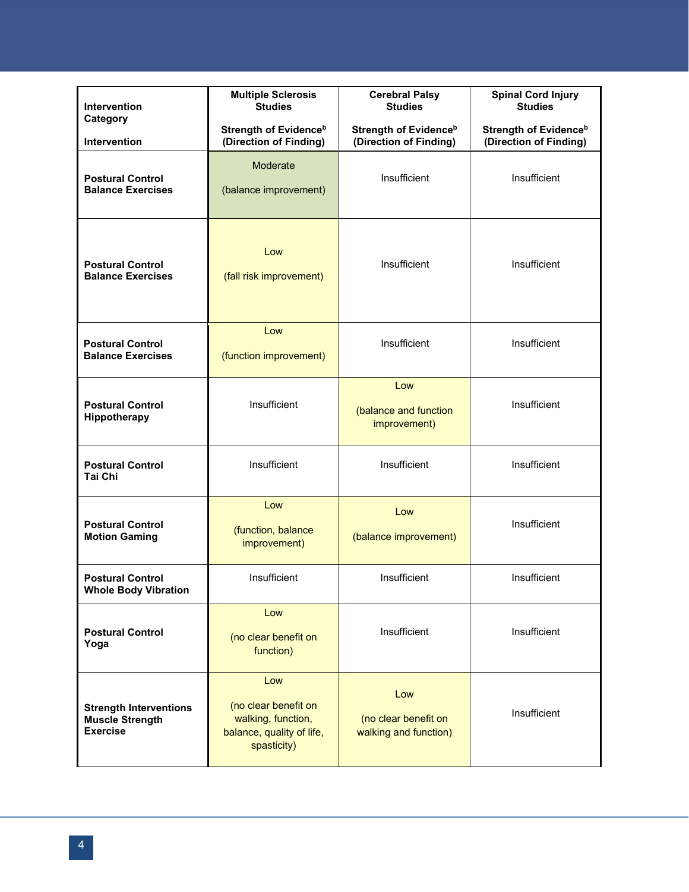| Intervention Category<br><br>Intervention | Multiple Sclerosis Studies<br><br>Strength of Evidence[b] (Direction of Finding) | Cerebral Palsy Studies<br><br>Strength of Evidence[b] (Direction of Finding) | Spinal Cord Injury Studies<br><br>Strength of Evidence[b] (Direction of Finding) |
|---|---|---|---|
| **Postural Control Balance Exercises** | Moderate<br><br>(balance improvement) | Insufficient | Insufficient |
| **Postural Control Balance Exercises** | Low<br><br>(fall risk improvement) | Insufficient | Insufficient |
| **Postural Control Balance Exercises** | Low<br><br>(function improvement) | Insufficient | Insufficient |
| **Postural Control Hippotherapy** | Insufficient | Low<br><br>(balance and function improvement) | Insufficient |
| **Postural Control Tai Chi** | Insufficient | Insufficient | Insufficient |
| **Postural Control Motion Gaming** | Low<br><br>(function, balance improvement) | Low<br><br>(balance improvement) | Insufficient |
| **Postural Control Whole Body Vibration** | Insufficient | Insufficient | Insufficient |
| **Postural Control Yoga** | Low<br><br>(no clear benefit on function) | Insufficient | Insufficient |
| **Strength Interventions Muscle Strength Exercise** | Low<br><br>(no clear benefit on walking, function, balance, quality of life, spasticity) | Low<br><br>(no clear benefit on walking and function) | Insufficient |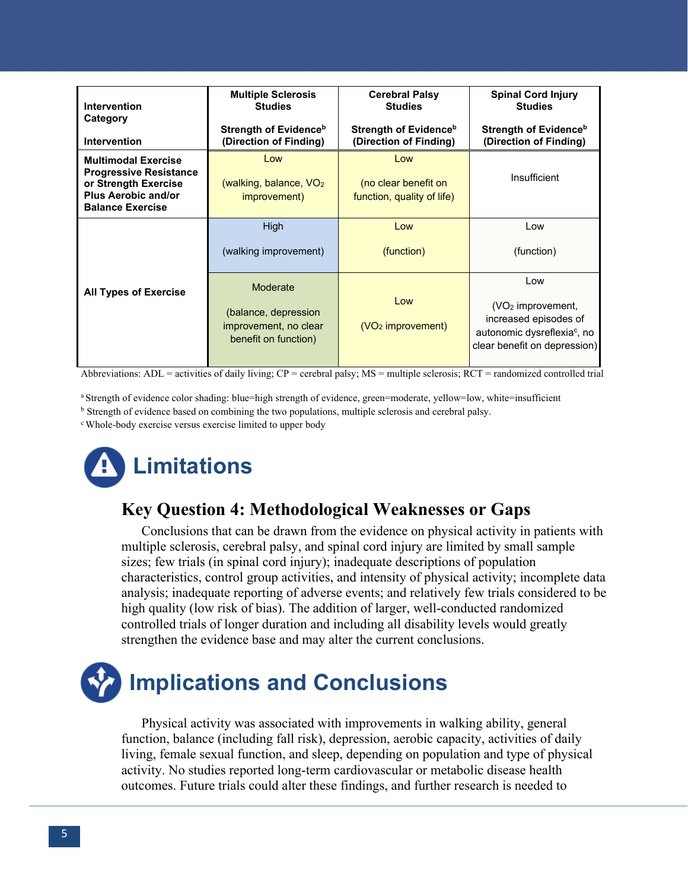| Intervention Category<br><br>Intervention | Multiple Sclerosis Studies<br><br>Strength of Evidence[b] (Direction of Finding) | Cerebral Palsy Studies<br><br>Strength of Evidence[b] (Direction of Finding) | Spinal Cord Injury Studies<br><br>Strength of Evidence[b] (Direction of Finding) |
|---|---|---|---|
| **Multimodal Exercise Progressive Resistance or Strength Exercise Plus Aerobic and/or Balance Exercise** | Low<br><br>(walking, balance, $VO_2$ improvement) | Low<br><br>(no clear benefit on function, quality of life) | Insufficient |
| **All Types of Exercise** | High<br><br>(walking improvement) | Low<br><br>(function) | Low<br><br>(function) |
| | Moderate<br><br>(balance, depression improvement, no clear benefit on function) | Low<br><br>($VO_2$ improvement) | Low<br><br>($VO_2$ improvement, increased episodes of autonomic dysreflexia[c], no clear benefit on depression) |

Abbreviations: ADL = activities of daily living; CP = cerebral palsy; MS = multiple sclerosis; RCT = randomized controlled trial

[a] Strength of evidence color shading: blue=high strength of evidence, green=moderate, yellow=low, white=insufficient

[b] Strength of evidence based on combining the two populations, multiple sclerosis and cerebral palsy.

[c] Whole-body exercise versus exercise limited to upper body

# Limitations

## Key Question 4: Methodological Weaknesses or Gaps

Conclusions that can be drawn from the evidence on physical activity in patients with multiple sclerosis, cerebral palsy, and spinal cord injury are limited by small sample sizes; few trials (in spinal cord injury); inadequate descriptions of population characteristics, control group activities, and intensity of physical activity; incomplete data analysis; inadequate reporting of adverse events; and relatively few trials considered to be high quality (low risk of bias). The addition of larger, well-conducted randomized controlled trials of longer duration and including all disability levels would greatly strengthen the evidence base and may alter the current conclusions.

# Implications and Conclusions

Physical activity was associated with improvements in walking ability, general function, balance (including fall risk), depression, aerobic capacity, activities of daily living, female sexual function, and sleep, depending on population and type of physical activity. No studies reported long-term cardiovascular or metabolic disease health outcomes. Future trials could alter these findings, and further research is needed to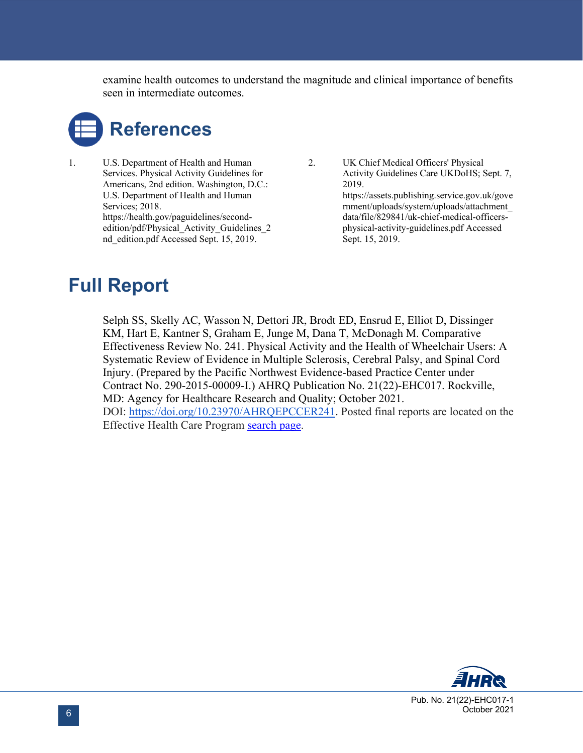examine health outcomes to understand the magnitude and clinical importance of benefits seen in intermediate outcomes.

## References

1. U.S. Department of Health and Human Services. Physical Activity Guidelines for Americans, 2nd edition. Washington, D.C.: U.S. Department of Health and Human Services; 2018. https://health.gov/paguidelines/second-edition/pdf/Physical_Activity_Guidelines_2nd_edition.pdf Accessed Sept. 15, 2019.

2. UK Chief Medical Officers' Physical Activity Guidelines Care UKDoHS; Sept. 7, 2019. https://assets.publishing.service.gov.uk/government/uploads/system/uploads/attachment_data/file/829841/uk-chief-medical-officers-physical-activity-guidelines.pdf Accessed Sept. 15, 2019.

## Full Report

Selph SS, Skelly AC, Wasson N, Dettori JR, Brodt ED, Ensrud E, Elliot D, Dissinger KM, Hart E, Kantner S, Graham E, Junge M, Dana T, McDonagh M. Comparative Effectiveness Review No. 241. Physical Activity and the Health of Wheelchair Users: A Systematic Review of Evidence in Multiple Sclerosis, Cerebral Palsy, and Spinal Cord Injury. (Prepared by the Pacific Northwest Evidence-based Practice Center under Contract No. 290-2015-00009-I.) AHRQ Publication No. 21(22)-EHC017. Rockville, MD: Agency for Healthcare Research and Quality; October 2021. DOI: [https://doi.org/10.23970/AHRQEPCCER241](https://doi.org/10.23970/AHRQEPCCER241). Posted final reports are located on the Effective Health Care Program search page.

Pub. No. 21(22)-EHC017-1
October 2021